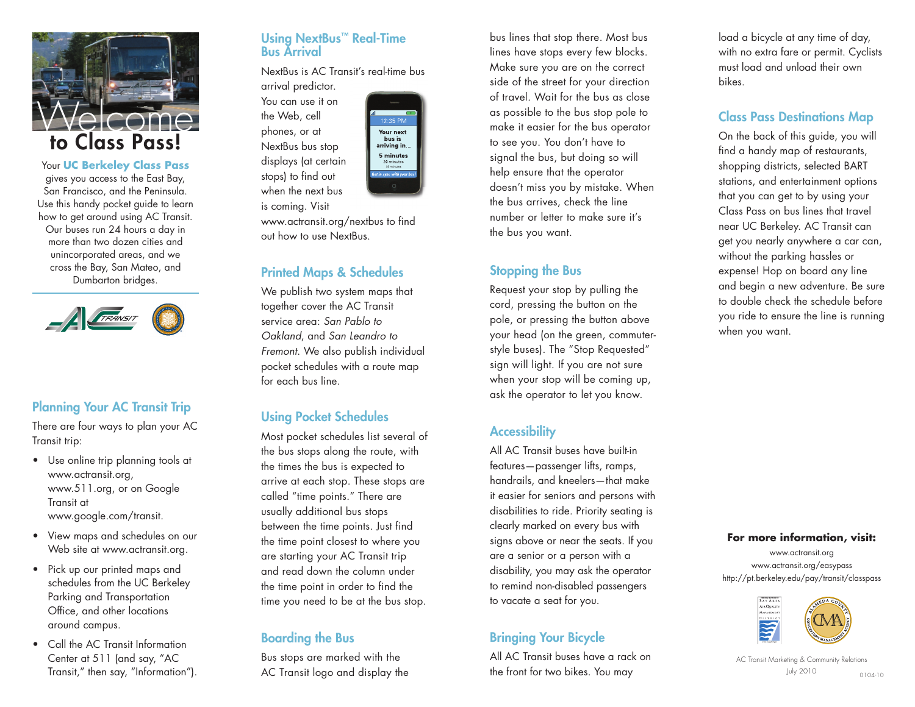# Welcome to Class Pass!

Your **UC Berkeley Class Pass** gives you access to the East Bay, San Francisco, and the Peninsula. Use this handy pocket guide to learn how to get around using AC Transit. Our buses run 24 hours a day in more than two dozen cities and unincorporated areas, and we cross the Bay, San Mateo, and Dumbarton bridges.

## Planning Your AC Transit Trip

There are four ways to plan your AC Transit trip:

- Use online trip planning tools at www.actransit.org, www.511.org, or on Google Transit at www.google.com/transit.
- View maps and schedules on our Web site at www.actransit.org.
- Pick up our printed maps and schedules from the UC Berkeley Parking and Transportation Office, and other locations around campus.
- Call the AC Transit Information Center at 511 (and say, "AC Transit," then say, "Information").

## Using NextBus™ Real-Time Bus Arrival

NextBus is AC Transit's real-time bus arrival predictor. You can use it on the Web, cell phones, or at NextBus bus stop displays (at certain stops) to find out when the next bus is coming. Visit www.actransit.org/nextbus to find out how to use NextBus.

## Printed Maps & Schedules

We publish two system maps that together cover the AC Transit service area: *San Pablo to Oakland*, and *San Leandro to Fremont.* We also publish individual pocket schedules with a route map for each bus line.

## Using Pocket Schedules

Most pocket schedules list several of the bus stops along the route, with the times the bus is expected to arrive at each stop. These stops are called "time points." There are usually additional bus stops between the time points. Just find the time point closest to where you are starting your AC Transit trip and read down the column under the time point in order to find the time you need to be at the bus stop.

## Boarding the Bus

Bus stops are marked with the AC Transit logo and display the bus lines that stop there. Most bus lines have stops every few blocks. Make sure you are on the correct side of the street for your direction of travel. Wait for the bus as close as possible to the bus stop pole to make it easier for the bus operator to see you. You don't have to signal the bus, but doing so will help ensure that the operator doesn't miss you by mistake. When the bus arrives, check the line number or letter to make sure it's the bus you want.

## Stopping the Bus

Request your stop by pulling the cord, pressing the button on the pole, or pressing the button above your head (on the green, commuter-style buses). The "Stop Requested" sign will light. If you are not sure when your stop will be coming up, ask the operator to let you know.

## Accessibility

All AC Transit buses have built-in features—passenger lifts, ramps, handrails, and kneelers—that make it easier for seniors and persons with disabilities to ride. Priority seating is clearly marked on every bus with signs above or near the seats. If you are a senior or a person with a disability, you may ask the operator to remind non-disabled passengers to vacate a seat for you.

## Bringing Your Bicycle

All AC Transit buses have a rack on the front for two bikes. You may load a bicycle at any time of day, with no extra fare or permit. Cyclists must load and unload their own bikes.

## Class Pass Destinations Map

On the back of this guide, you will find a handy map of restaurants, shopping districts, selected BART stations, and entertainment options that you can get to by using your Class Pass on bus lines that travel near UC Berkeley. AC Transit can get you nearly anywhere a car can, without the parking hassles or expense! Hop on board any line and begin a new adventure. Be sure to double check the schedule before you ride to ensure the line is running when you want.

**For more information, visit:**

www.actransit.org
www.actransit.org/easypass
http://pt.berkeley.edu/pay/transit/classpass

AC Transit Marketing & Community Relations
July 2010

0104-10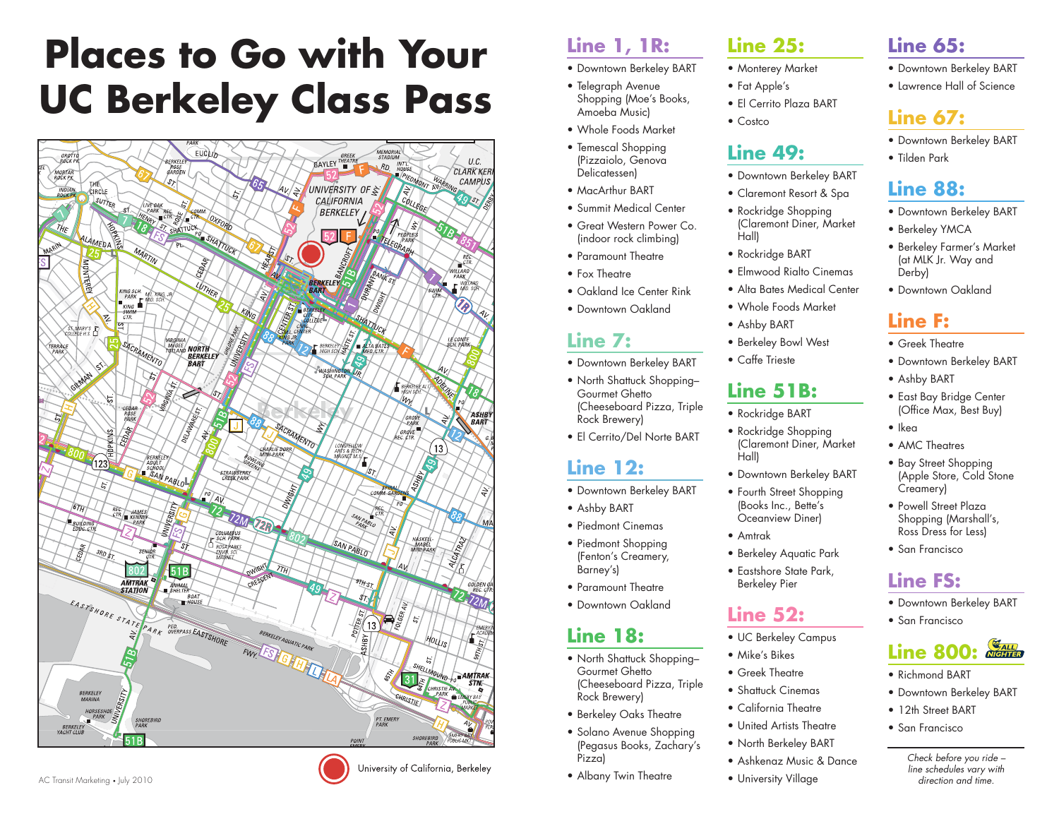# Places to Go with Your UC Berkeley Class Pass

University of California, Berkeley

AC Transit Marketing • July 2010

## Line 1, 1R:

- Downtown Berkeley BART
- Telegraph Avenue Shopping (Moe's Books, Amoeba Music)
- Whole Foods Market
- Temescal Shopping (Pizzaiolo, Genova Delicatessen)
- MacArthur BART
- Summit Medical Center
- Great Western Power Co. (indoor rock climbing)
- Paramount Theatre
- Fox Theatre
- Oakland Ice Center Rink
- Downtown Oakland

## Line 7:

- Downtown Berkeley BART
- North Shattuck Shopping– Gourmet Ghetto (Cheeseboard Pizza, Triple Rock Brewery)
- El Cerrito/Del Norte BART

## Line 12:

- Downtown Berkeley BART
- Ashby BART
- Piedmont Cinemas
- Piedmont Shopping (Fenton's Creamery, Barney's)
- Paramount Theatre
- Downtown Oakland

## Line 18:

- North Shattuck Shopping– Gourmet Ghetto (Cheeseboard Pizza, Triple Rock Brewery)
- Berkeley Oaks Theatre
- Solano Avenue Shopping (Pegasus Books, Zachary's Pizza)
- Albany Twin Theatre

## Line 25:

- Monterey Market
- Fat Apple's
- El Cerrito Plaza BART
- Costco

## Line 49:

- Downtown Berkeley BART
- Claremont Resort & Spa
- Rockridge Shopping (Claremont Diner, Market Hall)
- Rockridge BART
- Elmwood Rialto Cinemas
- Alta Bates Medical Center
- Whole Foods Market
- Ashby BART
- Berkeley Bowl West
- Caffe Trieste

## Line 51B:

- Rockridge BART
- Rockridge Shopping (Claremont Diner, Market Hall)
- Downtown Berkeley BART
- Fourth Street Shopping (Books Inc., Bette's Oceanview Diner)
- Amtrak
- Berkeley Aquatic Park
- Eastshore State Park, Berkeley Pier

## Line 52:

- UC Berkeley Campus
- Mike's Bikes
- Greek Theatre
- Shattuck Cinemas
- California Theatre
- United Artists Theatre
- North Berkeley BART
- Ashkenaz Music & Dance
- University Village

## Line 65:

- Downtown Berkeley BART
- Lawrence Hall of Science

## Line 67:

- Downtown Berkeley BART
- Tilden Park

## Line 88:

- Downtown Berkeley BART
- Berkeley YMCA
- Berkeley Farmer's Market (at MLK Jr. Way and Derby)
- Downtown Oakland

## Line F:

- Greek Theatre
- Downtown Berkeley BART
- Ashby BART
- East Bay Bridge Center (Office Max, Best Buy)
- Ikea
- AMC Theatres
- Bay Street Shopping (Apple Store, Cold Stone Creamery)
- Powell Street Plaza Shopping (Marshall's, Ross Dress for Less)
- San Francisco

## Line FS:

- Downtown Berkeley BART
- San Francisco

## Line 800: ALL NIGHTER

- Richmond BART
- Downtown Berkeley BART
- 12th Street BART
- San Francisco

*Check before you ride – line schedules vary with direction and time.*